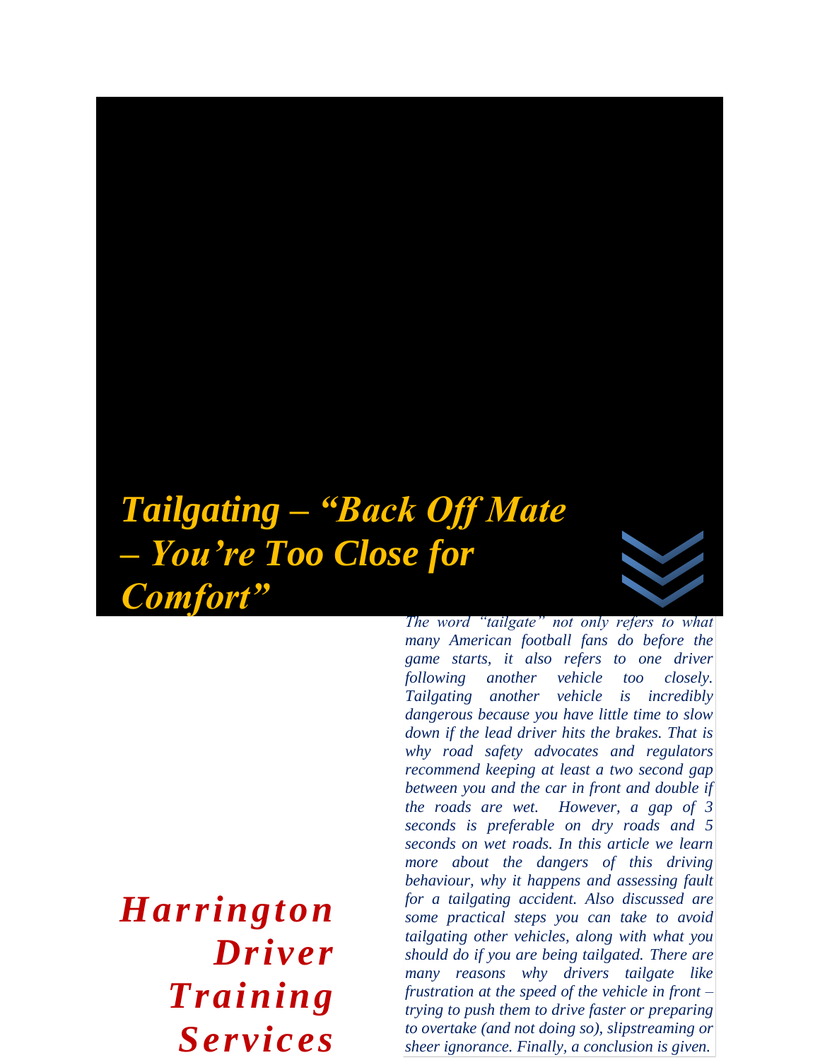# *Tailgating – "Back Off Mate – You're Too Close for Comfort"*

***Harrington Driver Training Services***

*The word "tailgate" not only refers to what many American football fans do before the game starts, it also refers to one driver following another vehicle too closely. Tailgating another vehicle is incredibly dangerous because you have little time to slow down if the lead driver hits the brakes. That is why road safety advocates and regulators recommend keeping at least a two second gap between you and the car in front and double if the roads are wet. However, a gap of 3 seconds is preferable on dry roads and 5 seconds on wet roads. In this article we learn more about the dangers of this driving behaviour, why it happens and assessing fault for a tailgating accident. Also discussed are some practical steps you can take to avoid tailgating other vehicles, along with what you should do if you are being tailgated. There are many reasons why drivers tailgate like frustration at the speed of the vehicle in front – trying to push them to drive faster or preparing to overtake (and not doing so), slipstreaming or sheer ignorance. Finally, a conclusion is given.*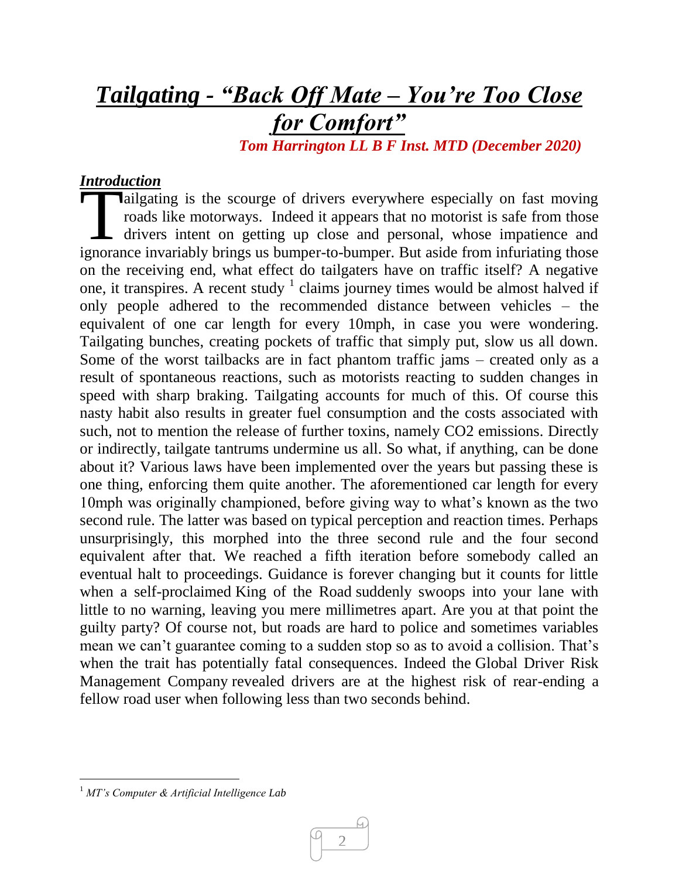# ***Tailgating - "Back Off Mate – You're Too Close for Comfort"***

***Tom Harrington LL B F Inst. MTD (December 2020)***

## ***Introduction***

Tailgating is the scourge of drivers everywhere especially on fast moving roads like motorways. Indeed it appears that no motorist is safe from those drivers intent on getting up close and personal, whose impatience and ignorance invariably brings us bumper-to-bumper. But aside from infuriating those on the receiving end, what effect do tailgaters have on traffic itself? A negative one, it transpires. A recent study [1] claims journey times would be almost halved if only people adhered to the recommended distance between vehicles – the equivalent of one car length for every 10mph, in case you were wondering. Tailgating bunches, creating pockets of traffic that simply put, slow us all down. Some of the worst tailbacks are in fact phantom traffic jams – created only as a result of spontaneous reactions, such as motorists reacting to sudden changes in speed with sharp braking. Tailgating accounts for much of this. Of course this nasty habit also results in greater fuel consumption and the costs associated with such, not to mention the release of further toxins, namely $CO_2$ emissions. Directly or indirectly, tailgate tantrums undermine us all. So what, if anything, can be done about it? Various laws have been implemented over the years but passing these is one thing, enforcing them quite another. The aforementioned car length for every 10mph was originally championed, before giving way to what's known as the two second rule. The latter was based on typical perception and reaction times. Perhaps unsurprisingly, this morphed into the three second rule and the four second equivalent after that. We reached a fifth iteration before somebody called an eventual halt to proceedings. Guidance is forever changing but it counts for little when a self-proclaimed King of the Road suddenly swoops into your lane with little to no warning, leaving you mere millimetres apart. Are you at that point the guilty party? Of course not, but roads are hard to police and sometimes variables mean we can't guarantee coming to a sudden stop so as to avoid a collision. That's when the trait has potentially fatal consequences. Indeed the Global Driver Risk Management Company revealed drivers are at the highest risk of rear-ending a fellow road user when following less than two seconds behind.

---

[1] *MT's Computer & Artificial Intelligence Lab*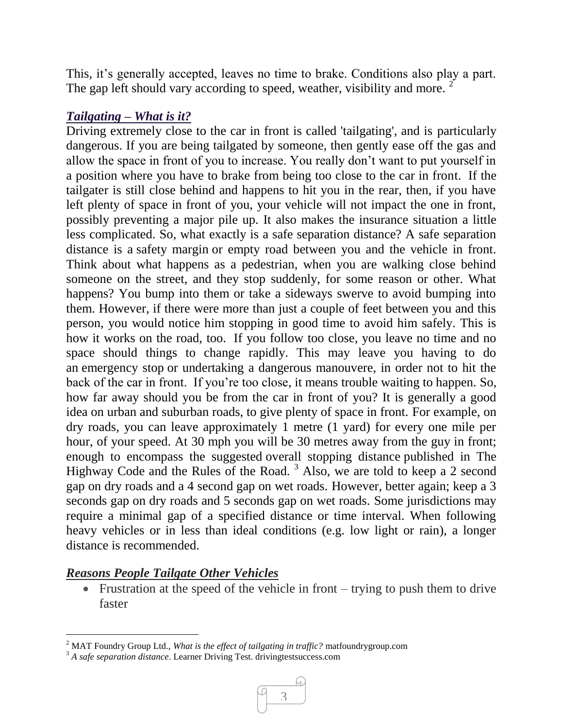This, it's generally accepted, leaves no time to brake. Conditions also play a part. The gap left should vary according to speed, weather, visibility and more. [2]

### ***Tailgating – What is it?***

Driving extremely close to the car in front is called 'tailgating', and is particularly dangerous. If you are being tailgated by someone, then gently ease off the gas and allow the space in front of you to increase. You really don't want to put yourself in a position where you have to brake from being too close to the car in front. If the tailgater is still close behind and happens to hit you in the rear, then, if you have left plenty of space in front of you, your vehicle will not impact the one in front, possibly preventing a major pile up. It also makes the insurance situation a little less complicated. So, what exactly is a safe separation distance? A safe separation distance is a safety margin or empty road between you and the vehicle in front. Think about what happens as a pedestrian, when you are walking close behind someone on the street, and they stop suddenly, for some reason or other. What happens? You bump into them or take a sideways swerve to avoid bumping into them. However, if there were more than just a couple of feet between you and this person, you would notice him stopping in good time to avoid him safely. This is how it works on the road, too. If you follow too close, you leave no time and no space should things to change rapidly. This may leave you having to do an emergency stop or undertaking a dangerous manouvere, in order not to hit the back of the car in front. If you're too close, it means trouble waiting to happen. So, how far away should you be from the car in front of you? It is generally a good idea on urban and suburban roads, to give plenty of space in front. For example, on dry roads, you can leave approximately 1 metre (1 yard) for every one mile per hour, of your speed. At 30 mph you will be 30 metres away from the guy in front; enough to encompass the suggested overall stopping distance published in The Highway Code and the Rules of the Road. [3] Also, we are told to keep a 2 second gap on dry roads and a 4 second gap on wet roads. However, better again; keep a 3 seconds gap on dry roads and 5 seconds gap on wet roads. Some jurisdictions may require a minimal gap of a specified distance or time interval. When following heavy vehicles or in less than ideal conditions (e.g. low light or rain), a longer distance is recommended.

### ***Reasons People Tailgate Other Vehicles***

- Frustration at the speed of the vehicle in front – trying to push them to drive faster

---

[2] MAT Foundry Group Ltd., *What is the effect of tailgating in traffic?* matfoundrygroup.com

[3] *A safe separation distance*. Learner Driving Test. drivingtestsuccess.com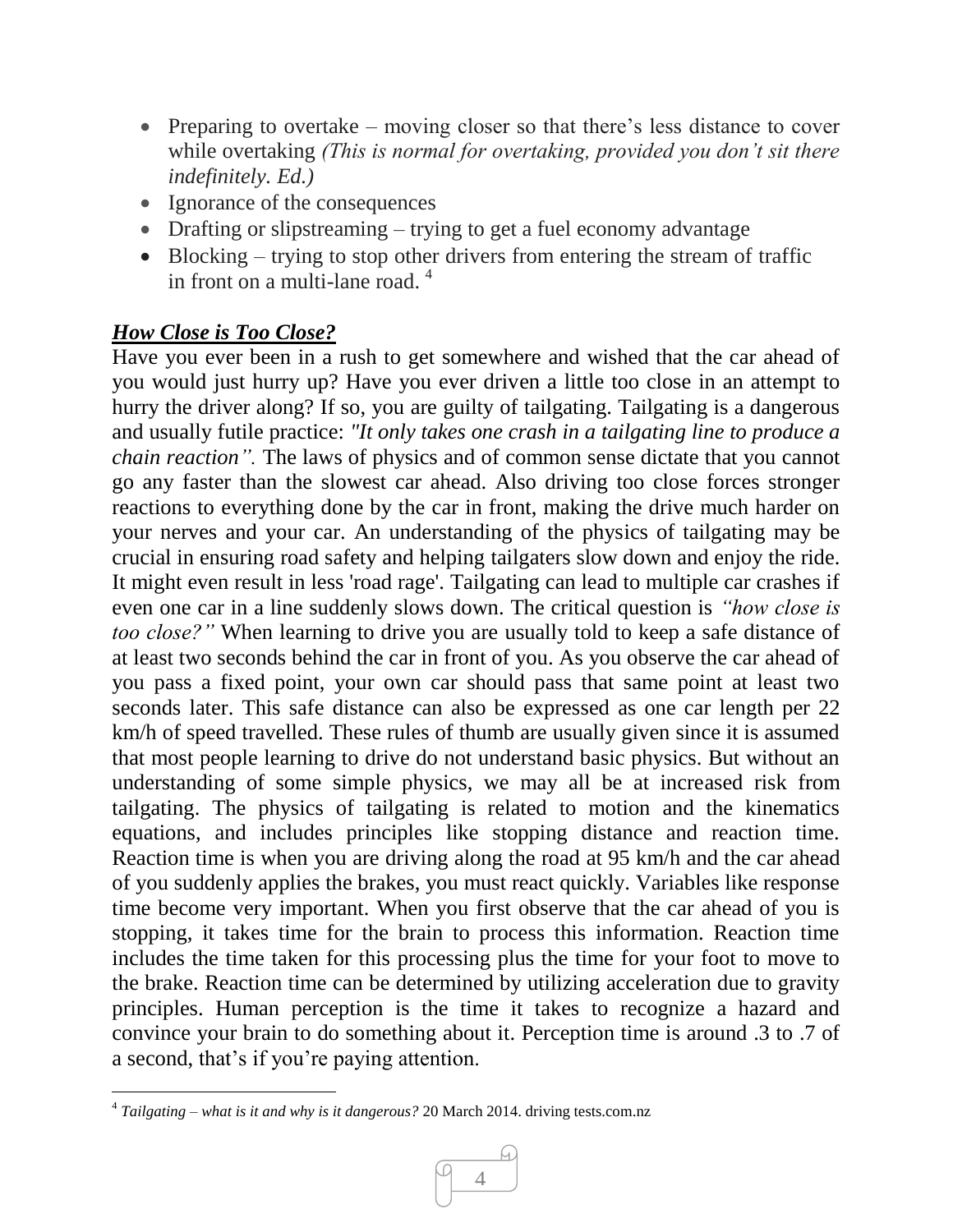- Preparing to overtake – moving closer so that there's less distance to cover while overtaking *(This is normal for overtaking, provided you don't sit there indefinitely. Ed.)*
- Ignorance of the consequences
- Drafting or slipstreaming – trying to get a fuel economy advantage
- Blocking – trying to stop other drivers from entering the stream of traffic in front on a multi-lane road. [4]

***How Close is Too Close?***

Have you ever been in a rush to get somewhere and wished that the car ahead of you would just hurry up? Have you ever driven a little too close in an attempt to hurry the driver along? If so, you are guilty of tailgating. Tailgating is a dangerous and usually futile practice: *"It only takes one crash in a tailgating line to produce a chain reaction".* The laws of physics and of common sense dictate that you cannot go any faster than the slowest car ahead. Also driving too close forces stronger reactions to everything done by the car in front, making the drive much harder on your nerves and your car. An understanding of the physics of tailgating may be crucial in ensuring road safety and helping tailgaters slow down and enjoy the ride. It might even result in less 'road rage'. Tailgating can lead to multiple car crashes if even one car in a line suddenly slows down. The critical question is *"how close is too close?"* When learning to drive you are usually told to keep a safe distance of at least two seconds behind the car in front of you. As you observe the car ahead of you pass a fixed point, your own car should pass that same point at least two seconds later. This safe distance can also be expressed as one car length per 22 km/h of speed travelled. These rules of thumb are usually given since it is assumed that most people learning to drive do not understand basic physics. But without an understanding of some simple physics, we may all be at increased risk from tailgating. The physics of tailgating is related to motion and the kinematics equations, and includes principles like stopping distance and reaction time. Reaction time is when you are driving along the road at 95 km/h and the car ahead of you suddenly applies the brakes, you must react quickly. Variables like response time become very important. When you first observe that the car ahead of you is stopping, it takes time for the brain to process this information. Reaction time includes the time taken for this processing plus the time for your foot to move to the brake. Reaction time can be determined by utilizing acceleration due to gravity principles. Human perception is the time it takes to recognize a hazard and convince your brain to do something about it. Perception time is around .3 to .7 of a second, that's if you're paying attention.

[4] *Tailgating – what is it and why is it dangerous?* 20 March 2014. driving tests.com.nz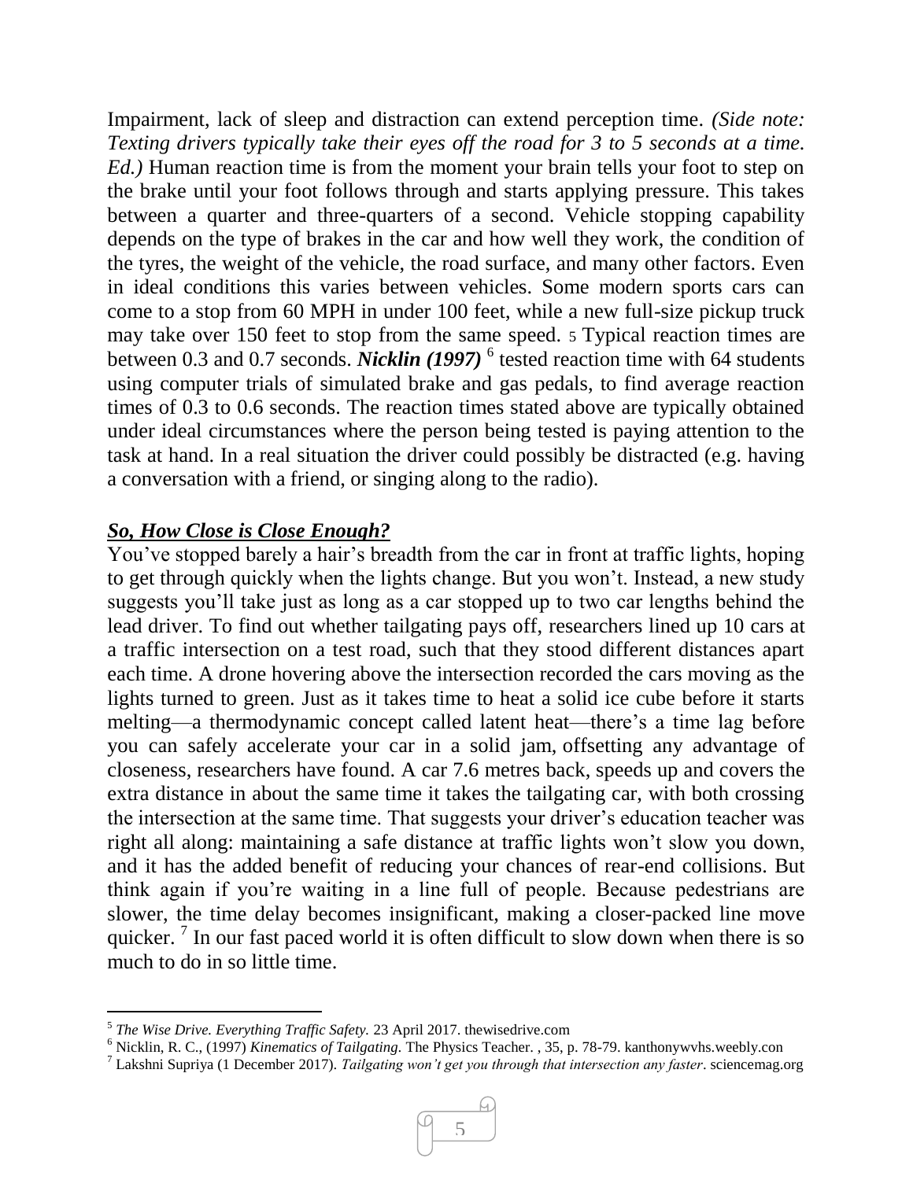Impairment, lack of sleep and distraction can extend perception time. *(Side note: Texting drivers typically take their eyes off the road for 3 to 5 seconds at a time. Ed.)* Human reaction time is from the moment your brain tells your foot to step on the brake until your foot follows through and starts applying pressure. This takes between a quarter and three-quarters of a second. Vehicle stopping capability depends on the type of brakes in the car and how well they work, the condition of the tyres, the weight of the vehicle, the road surface, and many other factors. Even in ideal conditions this varies between vehicles. Some modern sports cars can come to a stop from 60 MPH in under 100 feet, while a new full-size pickup truck may take over 150 feet to stop from the same speed. [5] Typical reaction times are between 0.3 and 0.7 seconds. ***Nicklin (1997)*** [6] tested reaction time with 64 students using computer trials of simulated brake and gas pedals, to find average reaction times of 0.3 to 0.6 seconds. The reaction times stated above are typically obtained under ideal circumstances where the person being tested is paying attention to the task at hand. In a real situation the driver could possibly be distracted (e.g. having a conversation with a friend, or singing along to the radio).

***So, How Close is Close Enough?***

You've stopped barely a hair's breadth from the car in front at traffic lights, hoping to get through quickly when the lights change. But you won't. Instead, a new study suggests you'll take just as long as a car stopped up to two car lengths behind the lead driver. To find out whether tailgating pays off, researchers lined up 10 cars at a traffic intersection on a test road, such that they stood different distances apart each time. A drone hovering above the intersection recorded the cars moving as the lights turned to green. Just as it takes time to heat a solid ice cube before it starts melting—a thermodynamic concept called latent heat—there's a time lag before you can safely accelerate your car in a solid jam, offsetting any advantage of closeness, researchers have found. A car 7.6 metres back, speeds up and covers the extra distance in about the same time it takes the tailgating car, with both crossing the intersection at the same time. That suggests your driver's education teacher was right all along: maintaining a safe distance at traffic lights won't slow you down, and it has the added benefit of reducing your chances of rear-end collisions. But think again if you're waiting in a line full of people. Because pedestrians are slower, the time delay becomes insignificant, making a closer-packed line move quicker. [7] In our fast paced world it is often difficult to slow down when there is so much to do in so little time.

---

[5] *The Wise Drive. Everything Traffic Safety.* 23 April 2017. thewisedrive.com

[6] Nicklin, R. C., (1997) *Kinematics of Tailgating.* The Physics Teacher. , 35, p. 78-79. kanthonywvhs.weebly.con

[7] Lakshni Supriya (1 December 2017). *Tailgating won't get you through that intersection any faster*. sciencemag.org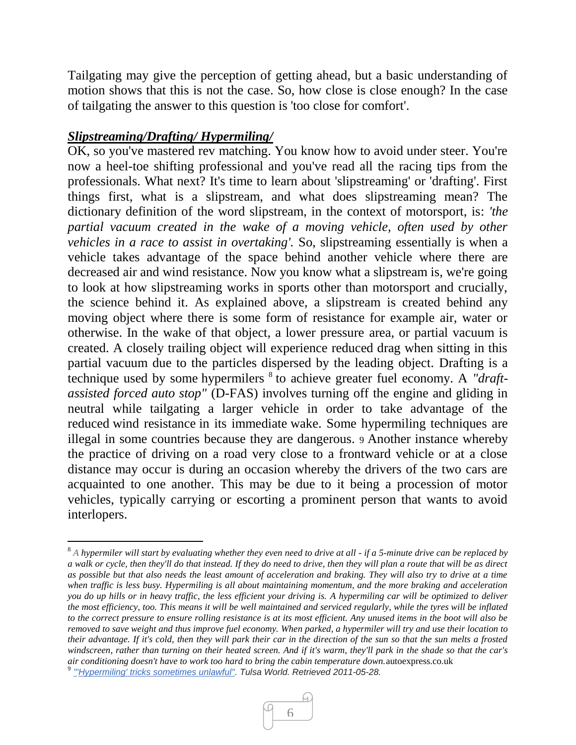Tailgating may give the perception of getting ahead, but a basic understanding of motion shows that this is not the case. So, how close is close enough? In the case of tailgating the answer to this question is 'too close for comfort'.

***Slipstreaming/Drafting/ Hypermiling/***

OK, so you've mastered rev matching. You know how to avoid under steer. You're now a heel-toe shifting professional and you've read all the racing tips from the professionals. What next? It's time to learn about 'slipstreaming' or 'drafting'. First things first, what is a slipstream, and what does slipstreaming mean? The dictionary definition of the word slipstream, in the context of motorsport, is: *'the partial vacuum created in the wake of a moving vehicle, often used by other vehicles in a race to assist in overtaking'.* So, slipstreaming essentially is when a vehicle takes advantage of the space behind another vehicle where there are decreased air and wind resistance. Now you know what a slipstream is, we're going to look at how slipstreaming works in sports other than motorsport and crucially, the science behind it. As explained above, a slipstream is created behind any moving object where there is some form of resistance for example air, water or otherwise. In the wake of that object, a lower pressure area, or partial vacuum is created. A closely trailing object will experience reduced drag when sitting in this partial vacuum due to the particles dispersed by the leading object. Drafting is a technique used by some hypermilers [8] to achieve greater fuel economy. A *"draft-assisted forced auto stop"* (D-FAS) involves turning off the engine and gliding in neutral while tailgating a larger vehicle in order to take advantage of the reduced wind resistance in its immediate wake. Some hypermiling techniques are illegal in some countries because they are dangerous. [9] Another instance whereby the practice of driving on a road very close to a frontward vehicle or at a close distance may occur is during an occasion whereby the drivers of the two cars are acquainted to one another. This may be due to it being a procession of motor vehicles, typically carrying or escorting a prominent person that wants to avoid interlopers.

---

[8] *A hypermiler will start by evaluating whether they even need to drive at all - if a 5-minute drive can be replaced by a walk or cycle, then they'll do that instead. If they do need to drive, then they will plan a route that will be as direct as possible but that also needs the least amount of acceleration and braking. They will also try to drive at a time when traffic is less busy. Hypermiling is all about maintaining momentum, and the more braking and acceleration you do up hills or in heavy traffic, the less efficient your driving is. A hypermiling car will be optimized to deliver the most efficiency, too. This means it will be well maintained and serviced regularly, while the tyres will be inflated to the correct pressure to ensure rolling resistance is at its most efficient. Any unused items in the boot will also be removed to save weight and thus improve fuel economy. When parked, a hypermiler will try and use their location to their advantage. If it's cold, then they will park their car in the direction of the sun so that the sun melts a frosted windscreen, rather than turning on their heated screen. And if it's warm, they'll park in the shade so that the car's air conditioning doesn't have to work too hard to bring the cabin temperature down.* autoexpress.co.uk

[9] *"'Hypermiling' tricks sometimes unlawful". Tulsa World. Retrieved 2011-05-28.*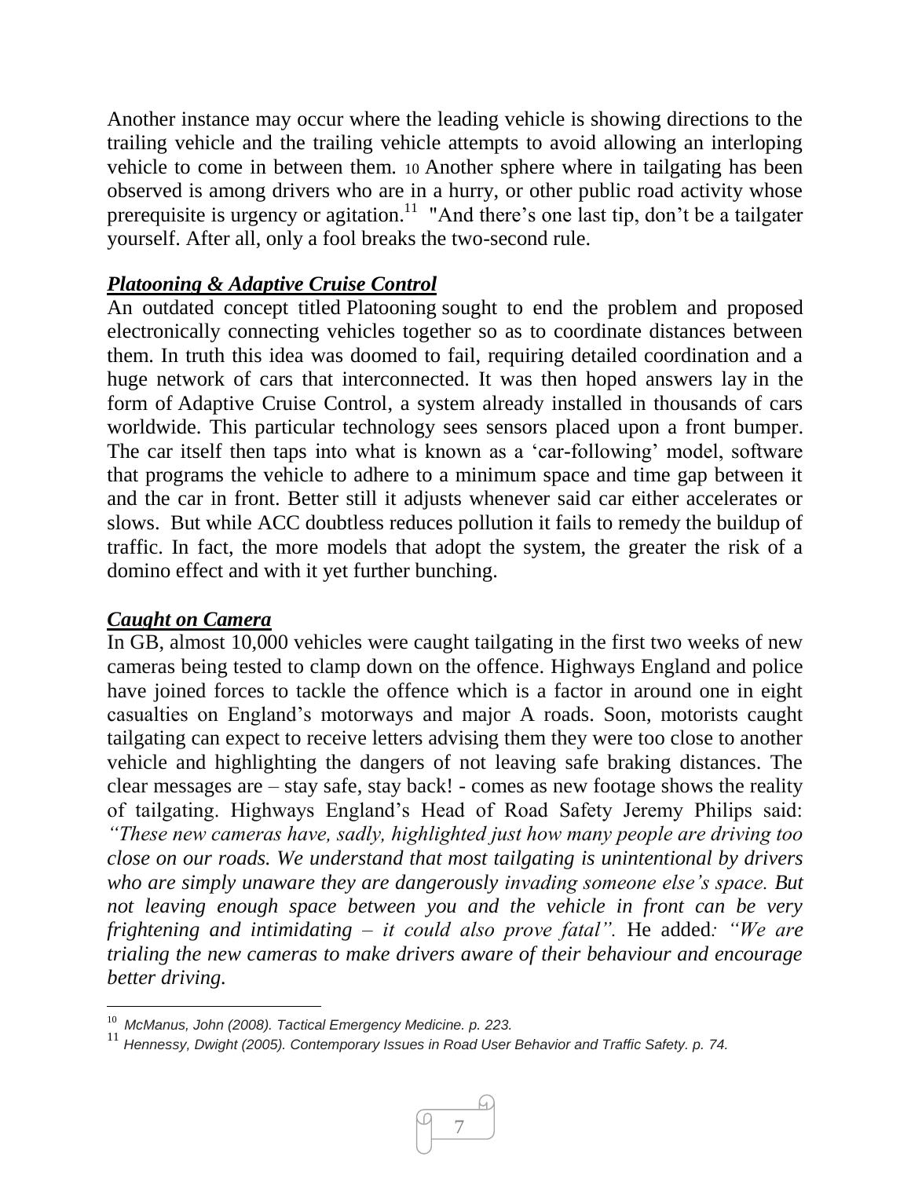Another instance may occur where the leading vehicle is showing directions to the trailing vehicle and the trailing vehicle attempts to avoid allowing an interloping vehicle to come in between them. [10] Another sphere where in tailgating has been observed is among drivers who are in a hurry, or other public road activity whose prerequisite is urgency or agitation.[11] "And there's one last tip, don't be a tailgater yourself. After all, only a fool breaks the two-second rule.

***Platooning & Adaptive Cruise Control***

An outdated concept titled Platooning sought to end the problem and proposed electronically connecting vehicles together so as to coordinate distances between them. In truth this idea was doomed to fail, requiring detailed coordination and a huge network of cars that interconnected. It was then hoped answers lay in the form of Adaptive Cruise Control, a system already installed in thousands of cars worldwide. This particular technology sees sensors placed upon a front bumper. The car itself then taps into what is known as a 'car-following' model, software that programs the vehicle to adhere to a minimum space and time gap between it and the car in front. Better still it adjusts whenever said car either accelerates or slows. But while ACC doubtless reduces pollution it fails to remedy the buildup of traffic. In fact, the more models that adopt the system, the greater the risk of a domino effect and with it yet further bunching.

***Caught on Camera***

In GB, almost 10,000 vehicles were caught tailgating in the first two weeks of new cameras being tested to clamp down on the offence. Highways England and police have joined forces to tackle the offence which is a factor in around one in eight casualties on England's motorways and major A roads. Soon, motorists caught tailgating can expect to receive letters advising them they were too close to another vehicle and highlighting the dangers of not leaving safe braking distances. The clear messages are – stay safe, stay back! - comes as new footage shows the reality of tailgating. Highways England's Head of Road Safety Jeremy Philips said: *"These new cameras have, sadly, highlighted just how many people are driving too close on our roads. We understand that most tailgating is unintentional by drivers who are simply unaware they are dangerously invading someone else's space. But not leaving enough space between you and the vehicle in front can be very frightening and intimidating – it could also prove fatal".* He added*: "We are trialing the new cameras to make drivers aware of their behaviour and encourage better driving.*

---

[10] *McManus, John (2008). Tactical Emergency Medicine. p. 223.*

[11] *Hennessy, Dwight (2005). Contemporary Issues in Road User Behavior and Traffic Safety. p. 74.*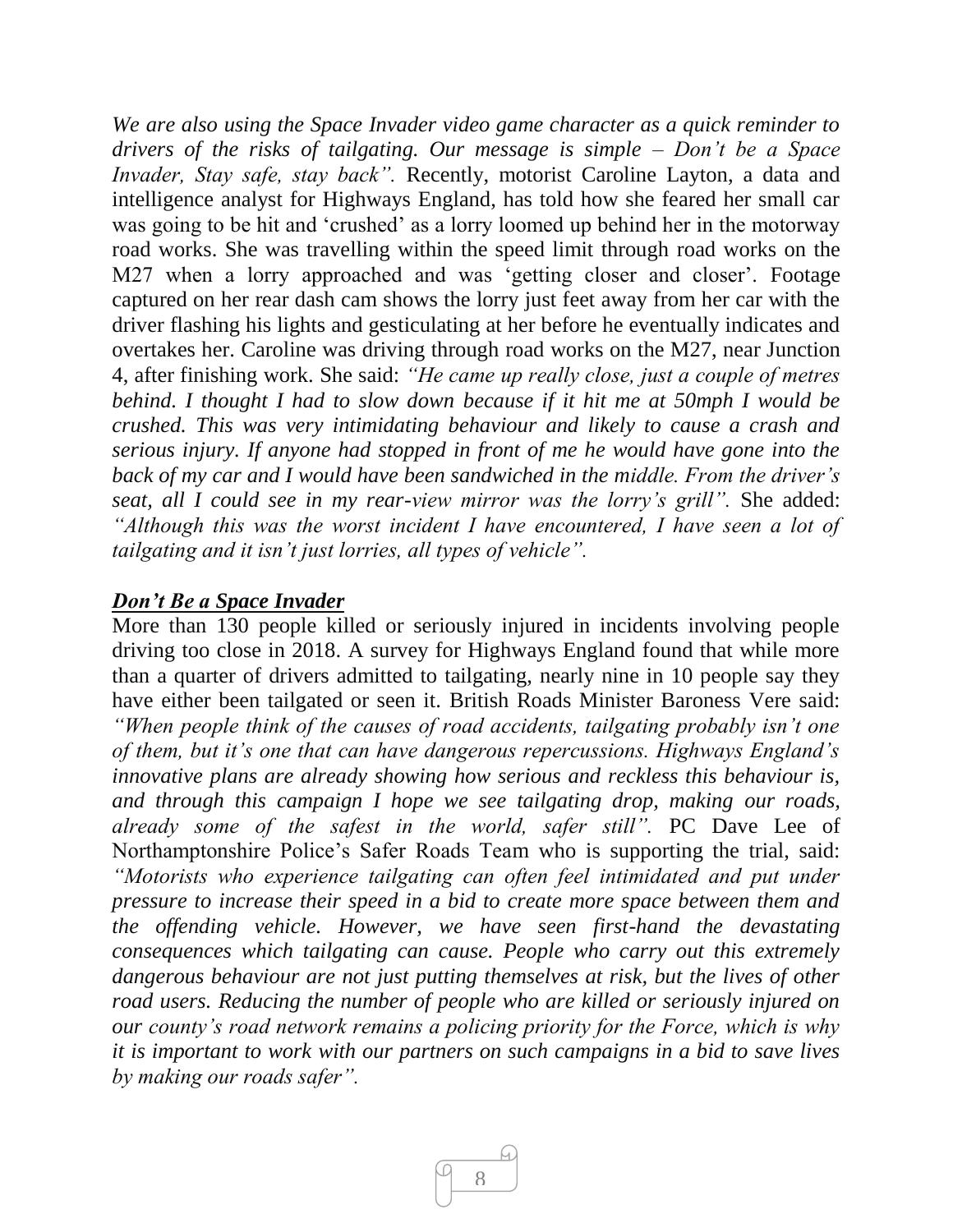*We are also using the Space Invader video game character as a quick reminder to drivers of the risks of tailgating. Our message is simple – Don't be a Space Invader, Stay safe, stay back".* Recently, motorist Caroline Layton, a data and intelligence analyst for Highways England, has told how she feared her small car was going to be hit and 'crushed' as a lorry loomed up behind her in the motorway road works. She was travelling within the speed limit through road works on the M27 when a lorry approached and was 'getting closer and closer'. Footage captured on her rear dash cam shows the lorry just feet away from her car with the driver flashing his lights and gesticulating at her before he eventually indicates and overtakes her. Caroline was driving through road works on the M27, near Junction 4, after finishing work. She said: *"He came up really close, just a couple of metres behind. I thought I had to slow down because if it hit me at 50mph I would be crushed. This was very intimidating behaviour and likely to cause a crash and serious injury. If anyone had stopped in front of me he would have gone into the back of my car and I would have been sandwiched in the middle. From the driver's seat, all I could see in my rear-view mirror was the lorry's grill".* She added: *"Although this was the worst incident I have encountered, I have seen a lot of tailgating and it isn't just lorries, all types of vehicle".*

***Don't Be a Space Invader***

More than 130 people killed or seriously injured in incidents involving people driving too close in 2018. A survey for Highways England found that while more than a quarter of drivers admitted to tailgating, nearly nine in 10 people say they have either been tailgated or seen it. British Roads Minister Baroness Vere said: *"When people think of the causes of road accidents, tailgating probably isn't one of them, but it's one that can have dangerous repercussions. Highways England's innovative plans are already showing how serious and reckless this behaviour is, and through this campaign I hope we see tailgating drop, making our roads, already some of the safest in the world, safer still".* PC Dave Lee of Northamptonshire Police's Safer Roads Team who is supporting the trial, said: *"Motorists who experience tailgating can often feel intimidated and put under pressure to increase their speed in a bid to create more space between them and the offending vehicle. However, we have seen first-hand the devastating consequences which tailgating can cause. People who carry out this extremely dangerous behaviour are not just putting themselves at risk, but the lives of other road users. Reducing the number of people who are killed or seriously injured on our county's road network remains a policing priority for the Force, which is why it is important to work with our partners on such campaigns in a bid to save lives by making our roads safer".*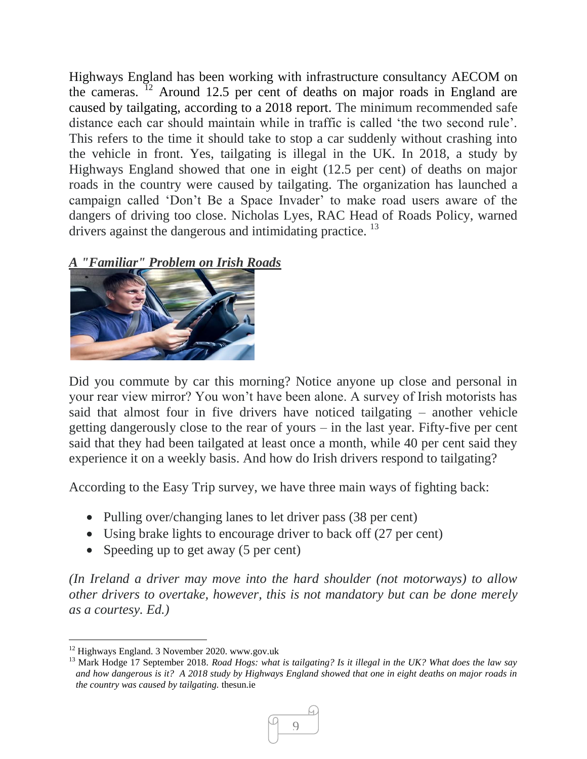Highways England has been working with infrastructure consultancy AECOM on the cameras. [12] Around 12.5 per cent of deaths on major roads in England are caused by tailgating, according to a 2018 report. The minimum recommended safe distance each car should maintain while in traffic is called 'the two second rule'. This refers to the time it should take to stop a car suddenly without crashing into the vehicle in front. Yes, tailgating is illegal in the UK. In 2018, a study by Highways England showed that one in eight (12.5 per cent) of deaths on major roads in the country were caused by tailgating. The organization has launched a campaign called 'Don't Be a Space Invader' to make road users aware of the dangers of driving too close. Nicholas Lyes, RAC Head of Roads Policy, warned drivers against the dangerous and intimidating practice. [13]

***A "Familiar" Problem on Irish Roads***

Did you commute by car this morning? Notice anyone up close and personal in your rear view mirror? You won't have been alone. A survey of Irish motorists has said that almost four in five drivers have noticed tailgating – another vehicle getting dangerously close to the rear of yours – in the last year. Fifty-five per cent said that they had been tailgated at least once a month, while 40 per cent said they experience it on a weekly basis. And how do Irish drivers respond to tailgating?

According to the Easy Trip survey, we have three main ways of fighting back:

- Pulling over/changing lanes to let driver pass (38 per cent)
- Using brake lights to encourage driver to back off (27 per cent)
- Speeding up to get away (5 per cent)

*(In Ireland a driver may move into the hard shoulder (not motorways) to allow other drivers to overtake, however, this is not mandatory but can be done merely as a courtesy. Ed.)*

---

[12] Highways England. 3 November 2020. www.gov.uk

[13] Mark Hodge 17 September 2018. *Road Hogs: what is tailgating? Is it illegal in the UK? What does the law say and how dangerous is it? A 2018 study by Highways England showed that one in eight deaths on major roads in the country was caused by tailgating.* thesun.ie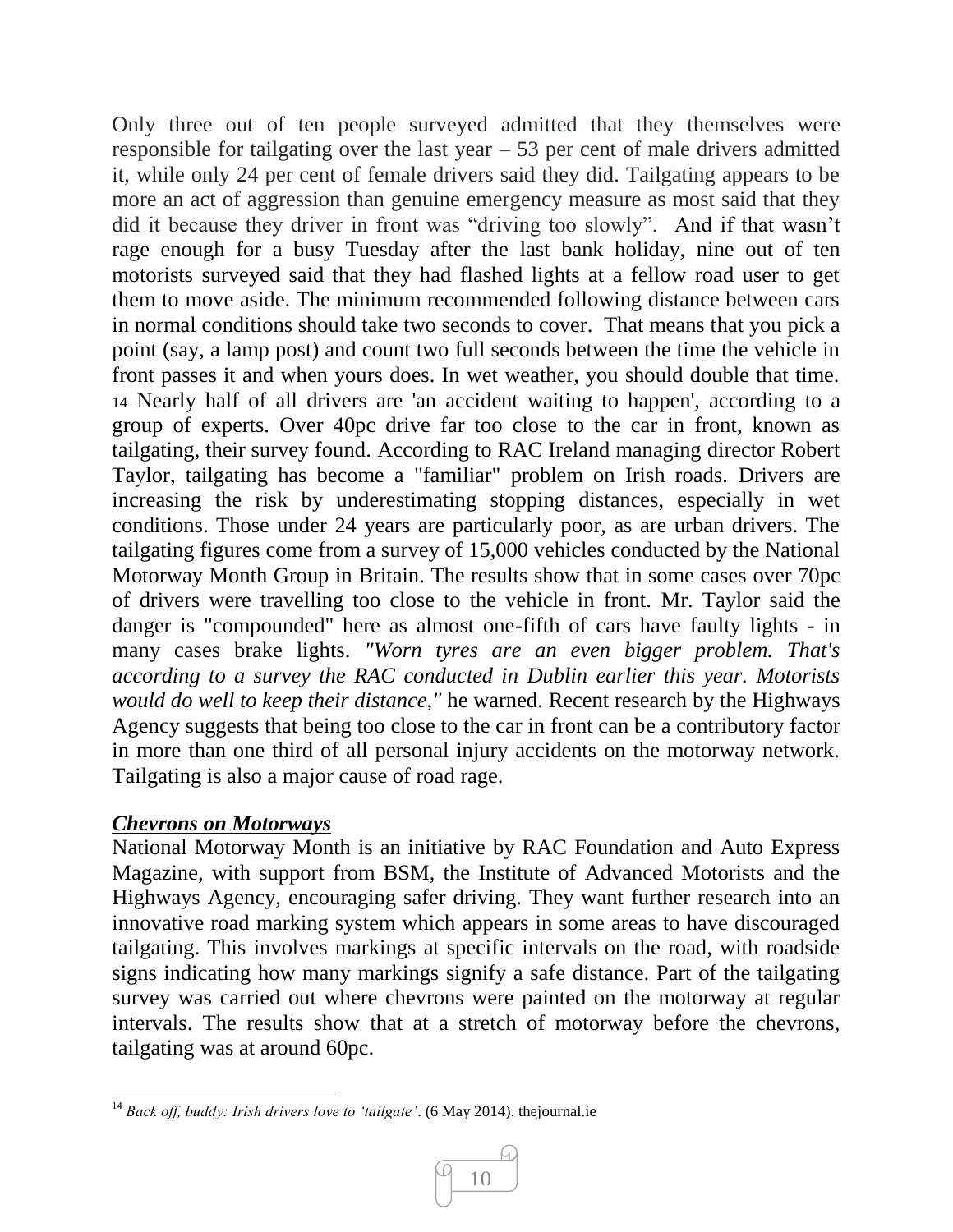Only three out of ten people surveyed admitted that they themselves were responsible for tailgating over the last year – 53 per cent of male drivers admitted it, while only 24 per cent of female drivers said they did. Tailgating appears to be more an act of aggression than genuine emergency measure as most said that they did it because they driver in front was "driving too slowly". And if that wasn't rage enough for a busy Tuesday after the last bank holiday, nine out of ten motorists surveyed said that they had flashed lights at a fellow road user to get them to move aside. The minimum recommended following distance between cars in normal conditions should take two seconds to cover. That means that you pick a point (say, a lamp post) and count two full seconds between the time the vehicle in front passes it and when yours does. In wet weather, you should double that time. [14] Nearly half of all drivers are 'an accident waiting to happen', according to a group of experts. Over 40pc drive far too close to the car in front, known as tailgating, their survey found. According to RAC Ireland managing director Robert Taylor, tailgating has become a "familiar" problem on Irish roads. Drivers are increasing the risk by underestimating stopping distances, especially in wet conditions. Those under 24 years are particularly poor, as are urban drivers. The tailgating figures come from a survey of 15,000 vehicles conducted by the National Motorway Month Group in Britain. The results show that in some cases over 70pc of drivers were travelling too close to the vehicle in front. Mr. Taylor said the danger is "compounded" here as almost one-fifth of cars have faulty lights - in many cases brake lights. *"Worn tyres are an even bigger problem. That's according to a survey the RAC conducted in Dublin earlier this year. Motorists would do well to keep their distance,"* he warned. Recent research by the Highways Agency suggests that being too close to the car in front can be a contributory factor in more than one third of all personal injury accidents on the motorway network. Tailgating is also a major cause of road rage.

***Chevrons on Motorways***

National Motorway Month is an initiative by RAC Foundation and Auto Express Magazine, with support from BSM, the Institute of Advanced Motorists and the Highways Agency, encouraging safer driving. They want further research into an innovative road marking system which appears in some areas to have discouraged tailgating. This involves markings at specific intervals on the road, with roadside signs indicating how many markings signify a safe distance. Part of the tailgating survey was carried out where chevrons were painted on the motorway at regular intervals. The results show that at a stretch of motorway before the chevrons, tailgating was at around 60pc.

---

[14] *Back off, buddy: Irish drivers love to 'tailgate'*. (6 May 2014). thejournal.ie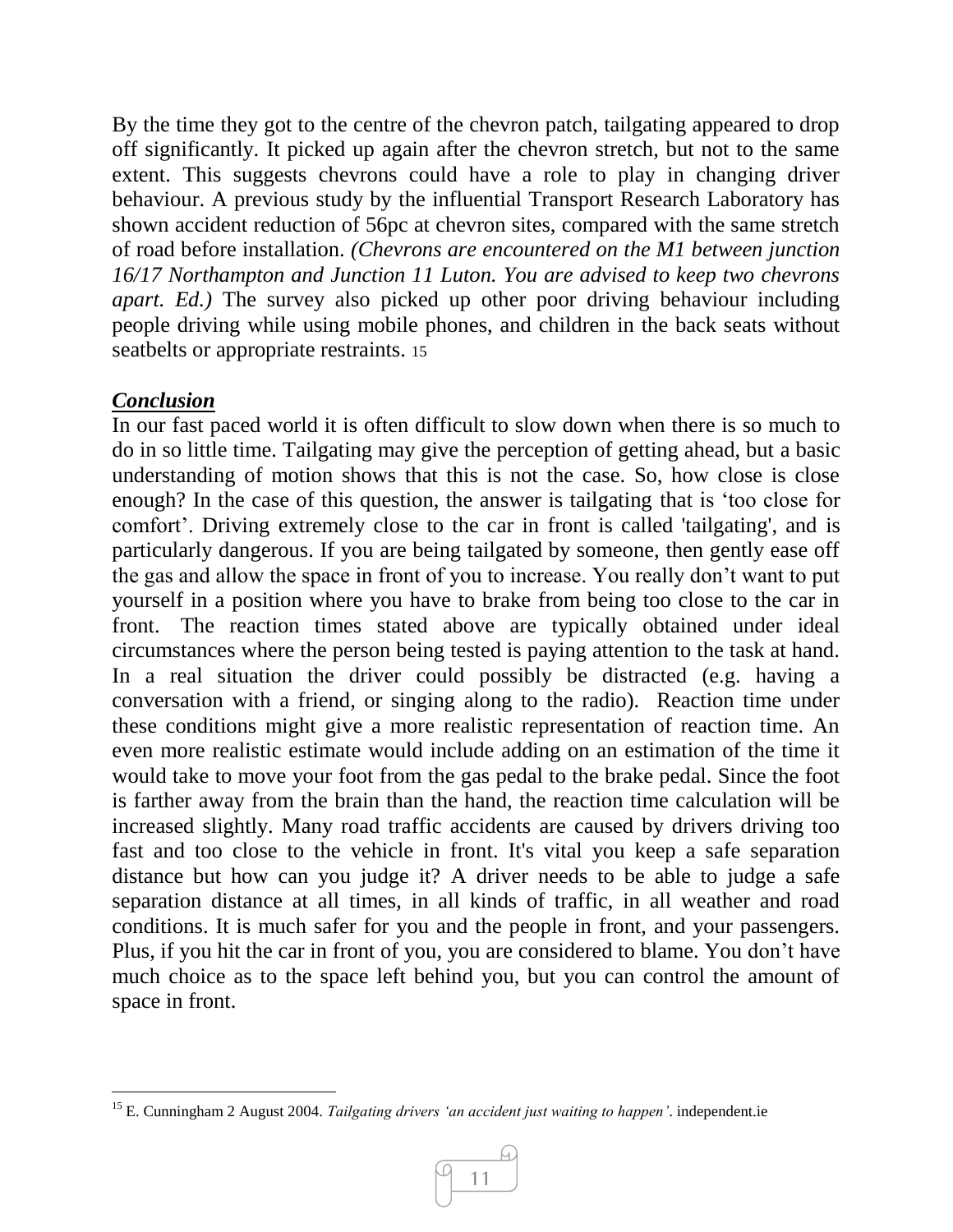By the time they got to the centre of the chevron patch, tailgating appeared to drop off significantly. It picked up again after the chevron stretch, but not to the same extent. This suggests chevrons could have a role to play in changing driver behaviour. A previous study by the influential Transport Research Laboratory has shown accident reduction of 56pc at chevron sites, compared with the same stretch of road before installation. *(Chevrons are encountered on the M1 between junction 16/17 Northampton and Junction 11 Luton. You are advised to keep two chevrons apart. Ed.)* The survey also picked up other poor driving behaviour including people driving while using mobile phones, and children in the back seats without seatbelts or appropriate restraints. [15]

## ***Conclusion***

In our fast paced world it is often difficult to slow down when there is so much to do in so little time. Tailgating may give the perception of getting ahead, but a basic understanding of motion shows that this is not the case. So, how close is close enough? In the case of this question, the answer is tailgating that is 'too close for comfort'. Driving extremely close to the car in front is called 'tailgating', and is particularly dangerous. If you are being tailgated by someone, then gently ease off the gas and allow the space in front of you to increase. You really don't want to put yourself in a position where you have to brake from being too close to the car in front. The reaction times stated above are typically obtained under ideal circumstances where the person being tested is paying attention to the task at hand. In a real situation the driver could possibly be distracted (e.g. having a conversation with a friend, or singing along to the radio). Reaction time under these conditions might give a more realistic representation of reaction time. An even more realistic estimate would include adding on an estimation of the time it would take to move your foot from the gas pedal to the brake pedal. Since the foot is farther away from the brain than the hand, the reaction time calculation will be increased slightly. Many road traffic accidents are caused by drivers driving too fast and too close to the vehicle in front. It's vital you keep a safe separation distance but how can you judge it? A driver needs to be able to judge a safe separation distance at all times, in all kinds of traffic, in all weather and road conditions. It is much safer for you and the people in front, and your passengers. Plus, if you hit the car in front of you, you are considered to blame. You don't have much choice as to the space left behind you, but you can control the amount of space in front.

---

[15] E. Cunningham 2 August 2004. *Tailgating drivers 'an accident just waiting to happen'*. independent.ie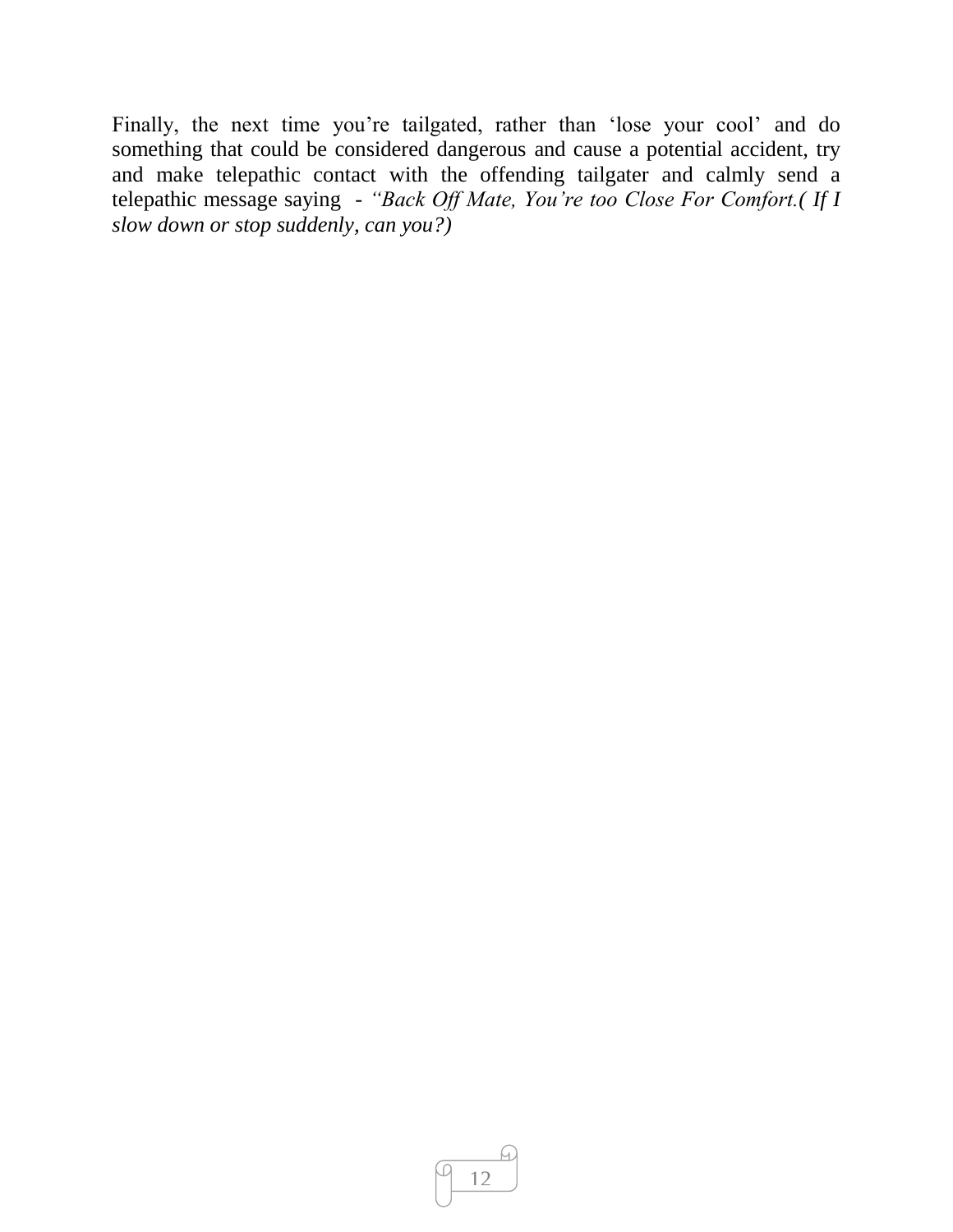Finally, the next time you're tailgated, rather than 'lose your cool' and do something that could be considered dangerous and cause a potential accident, try and make telepathic contact with the offending tailgater and calmly send a telepathic message saying - *"Back Off Mate, You're too Close For Comfort.( If I slow down or stop suddenly, can you?)*